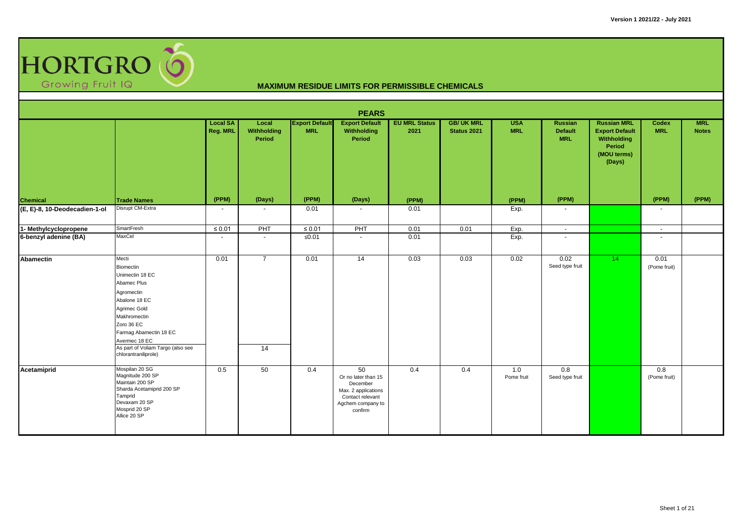# HORTGRO Growing Fruit IQ

## MAXIMUM RESIDUE LIMITS FOR PERMISSIBLE CHEMICALS

### PEARS

| Chemical | Trade Names | Local SA Reg. MRL (PPM) | Local Withholding Period (Days) | Export Default MRL (PPM) | Export Default Withholding Period (Days) | EU MRL Status 2021 (PPM) | GB/ UK MRL Status 2021 | USA MRL (PPM) | Russian Default MRL (PPM) | Russian MRL Export Default Withholding Period (MOU terms) (Days) | Codex MRL (PPM) | MRL Notes (PPM) |
|---|---|---|---|---|---|---|---|---|---|---|---|---|
| (E, E)-8, 10-Deodecadien-1-ol | Disrupt CM-Extra | - | - | 0.01 | - | 0.01 | | Exp. | - | | - | |
| 1- Methylcyclopropene | SmartFresh | ≤ 0.01 | PHT | ≤ 0.01 | PHT | 0.01 | 0.01 | Exp. | - | | - | |
| 6-benzyl adenine (BA) | MaxCel | - | - | ≤0.01 | - | 0.01 | | Exp. | - | | - | |
| Abamectin | Mecti<br>Biomectin<br>Unimectin 18 EC<br>Abamec Plus<br>Agromectin<br>Abalone 18 EC<br>Agrimec Gold<br>Makhromectin<br>Zoro 36 EC<br>Farmag Abamectin 18 EC<br>Avermec 18 EC<br>As part of Voliam Targo (also see chlorantraniliprole) | 0.01 | 7<br><br><br><br><br><br><br><br><br><br><br>14 | 0.01 | 14 | 0.03 | 0.03 | 0.02 | 0.02<br>Seed type fruit | 14 | 0.01<br>(Pome fruit) | |
| Acetamiprid | Mospilan 20 SG<br>Magnitude 200 SP<br>Maintain 200 SP<br>Sharda Acetamiprid 200 SP<br>Tamprid<br>Devaxam 20 SP<br>Mosprid 20 SP<br>Allice 20 SP | 0.5 | 50 | 0.4 | 50<br>Or no later than 15 December<br>Max. 2 applications<br>Contact relevant Agchem company to confirm | 0.4 | 0.4 | 1.0<br>Pome fruit | 0.8<br>Seed type fruit | | 0.8<br>(Pome fruit) | |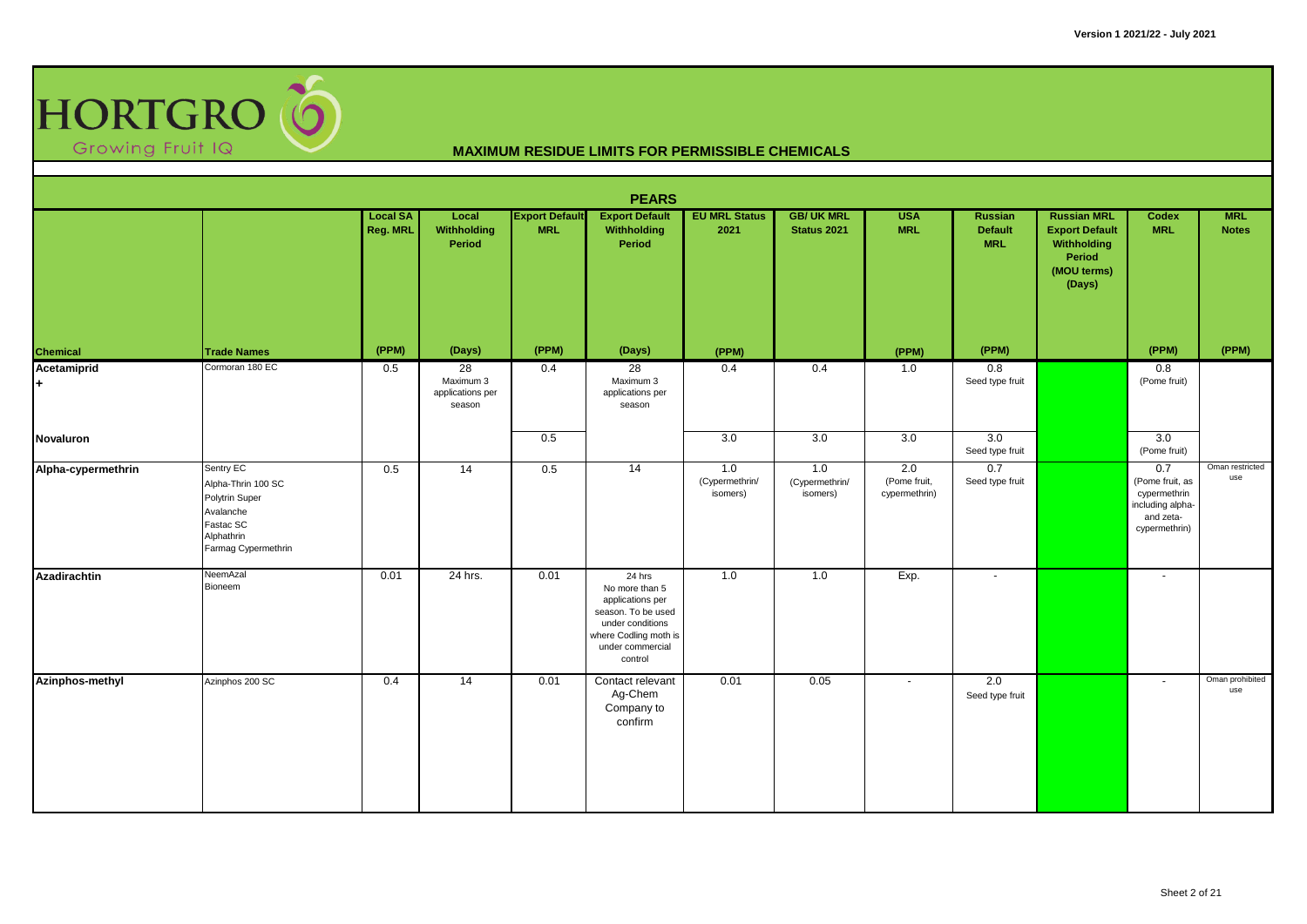**HORTGRO** Growing Fruit IQ

# MAXIMUM RESIDUE LIMITS FOR PERMISSIBLE CHEMICALS

## PEARS

| Chemical | Trade Names | Local SA Reg. MRL (PPM) | Local Withholding Period (Days) | Export Default MRL (PPM) | Export Default Withholding Period (Days) | EU MRL Status 2021 (PPM) | GB/ UK MRL Status 2021 | USA MRL (PPM) | Russian Default MRL (PPM) | Russian MRL Export Default Withholding Period (MOU terms) (Days) | Codex MRL (PPM) | MRL Notes (PPM) |
|---|---|---|---|---|---|---|---|---|---|---|---|---|
| Acetamiprid + | Cormoran 180 EC | 0.5 | 28 Maximum 3 applications per season | 0.4 | 28 Maximum 3 applications per season | 0.4 | 0.4 | 1.0 | 0.8 Seed type fruit | | 0.8 (Pome fruit) | |
| Novaluron | | | | 0.5 | | 3.0 | 3.0 | 3.0 | 3.0 Seed type fruit | | 3.0 (Pome fruit) | |
| Alpha-cypermethrin | Sentry EC<br>Alpha-Thrin 100 SC<br>Polytrin Super<br>Avalanche<br>Fastac SC<br>Alphathrin<br>Farmag Cypermethrin | 0.5 | 14 | 0.5 | 14 | 1.0 (Cypermethrin/ isomers) | 1.0 (Cypermethrin/ isomers) | 2.0 (Pome fruit, cypermethrin) | 0.7 Seed type fruit | | 0.7 (Pome fruit, as cypermethrin including alpha- and zeta-cypermethrin) | Oman restricted use |
| Azadirachtin | NeemAzal<br>Bioneem | 0.01 | 24 hrs. | 0.01 | 24 hrs No more than 5 applications per season. To be used under conditions where Codling moth is under commercial control | 1.0 | 1.0 | Exp. | - | | - | |
| Azinphos-methyl | Azinphos 200 SC | 0.4 | 14 | 0.01 | Contact relevant Ag-Chem Company to confirm | 0.01 | 0.05 | - | 2.0 Seed type fruit | | - | Oman prohibited use |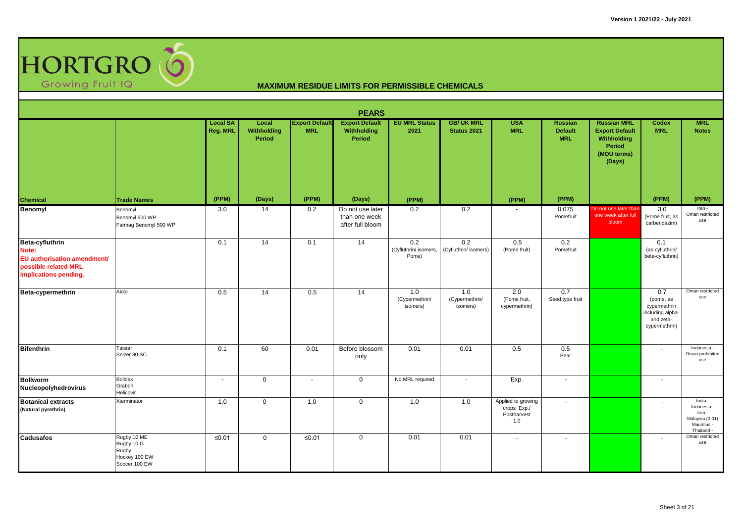HORTGRO Growing Fruit IQ

Version 1 2021/22 - July 2021

## MAXIMUM RESIDUE LIMITS FOR PERMISSIBLE CHEMICALS

### PEARS

| Chemical | Trade Names | Local SA Reg. MRL (PPM) | Local Withholding Period (Days) | Export Default MRL (PPM) | Export Default Withholding Period (Days) | EU MRL Status 2021 (PPM) | GB/ UK MRL Status 2021 | USA MRL (PPM) | Russian Default MRL (PPM) | Russian MRL Export Default Withholding Period (MOU terms) (Days) | Codex MRL (PPM) | MRL Notes (PPM) |
|---|---|---|---|---|---|---|---|---|---|---|---|---|
| **Benomyl** | Benomyl<br>Benomyl 500 WP<br>Farmag Benomyl 500 WP | 3.0 | 14 | 0.2 | Do not use later than one week after full bloom | 0.2 | 0.2 | - | 0.075 Pomefruit | Do not use later than one week after full bloom | 3.0 (Pome fruit, as carbendazim) | Iran - Oman restricted use |
| **Beta-cyfluthrin**<br>Note: EU authorisation amendment/ possible related MRL implications pending. | | 0.1 | 14 | 0.1 | 14 | 0.2 (Cyfluthrin/ isomers, Pome) | 0.2 (Cyfluthrin/ isomers) | 0.5 (Pome fruit) | 0.2 Pomefruit | | 0.1 (as cyfluthrin/ beta-cyfluthrin) | |
| **Beta-cypermethrin** | Akito | 0.5 | 14 | 0.5 | 14 | 1.0 (Cypermethrin/ isomers) | 1.0 (Cypermethrin/ isomers) | 2.0 (Pome fruit, cypermethrin) | 0.7 Seed type fruit | | 0.7 (pome, as cypermethrin including alpha- and zeta-cypermethrin) | Oman restricted use |
| **Bifenthrin** | Talstar<br>Seizer 80 SC | 0.1 | 60 | 0.01 | Before blossom only | 0.01 | 0.01 | 0.5 | 0.5 Pear | | - | Indonesia - Oman prohibited use |
| **Bollworm Nucleopolyhedrovirus** | Bolldex<br>Graboll<br>Helicovir | - | 0 | - | 0 | No MRL required | - | Exp. | - | | - | |
| **Botanical extracts** (Natural pyrethrin) | Xterminator | 1.0 | 0 | 1.0 | 0 | 1.0 | 1.0 | Applied to growing crops Exp./ Postharvest 1.0 | - | | - | India - Indonesia - Iran - Malaysia (0.01) Mauritius - Thailand - |
| **Cadusafos** | Rugby 10 ME<br>Rugby 10 G<br>Rugby<br>Hockey 100 EW<br>Soccer 100 EW | ≤0.01 | 0 | ≤0.01 | 0 | 0.01 | 0.01 | - | - | | - | Oman restricted use |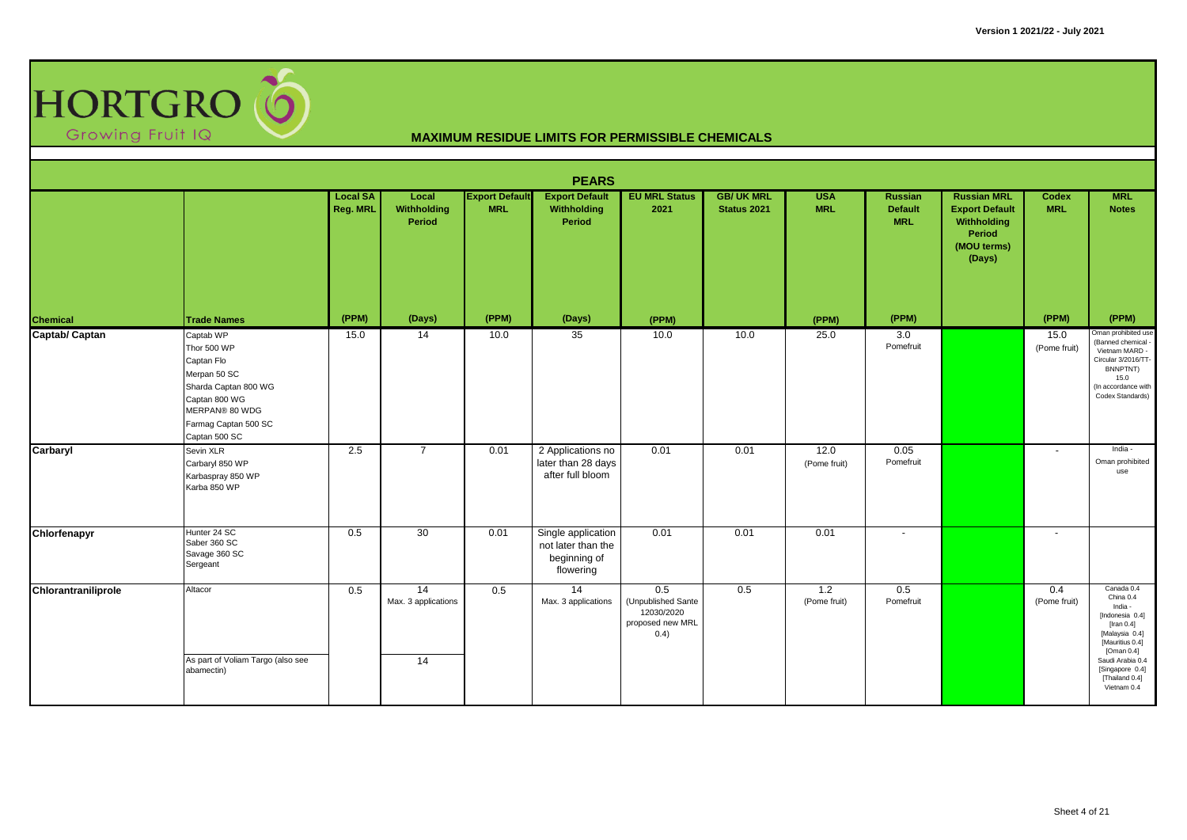# HORTGRO Growing Fruit IQ

## MAXIMUM RESIDUE LIMITS FOR PERMISSIBLE CHEMICALS

### PEARS

| Chemical | Trade Names | Local SA Reg. MRL (PPM) | Local Withholding Period (Days) | Export Default MRL (PPM) | Export Default Withholding Period (Days) | EU MRL Status 2021 (PPM) | GB/ UK MRL Status 2021 | USA MRL (PPM) | Russian Default MRL (PPM) | Russian MRL Export Default Withholding Period (MOU terms) (Days) | Codex MRL (PPM) | MRL Notes (PPM) |
|---|---|---|---|---|---|---|---|---|---|---|---|---|
| **Captab/ Captan** | Captab WP<br>Thor 500 WP<br>Captan Flo<br>Merpan 50 SC<br>Sharda Captan 800 WG<br>Captan 800 WG<br>MERPAN® 80 WDG<br>Farmag Captan 500 SC<br>Captan 500 SC | 15.0 | 14 | 10.0 | 35 | 10.0 | 10.0 | 25.0 | 3.0 Pomefruit | | 15.0 (Pome fruit) | Oman prohibited use (Banned chemical - Vietnam MARD - Circular 3/2016/TT-BNNPTNT) 15.0 (In accordance with Codex Standards) |
| **Carbaryl** | Sevin XLR<br>Carbaryl 850 WP<br>Karbaspray 850 WP<br>Karba 850 WP | 2.5 | 7 | 0.01 | 2 Applications no later than 28 days after full bloom | 0.01 | 0.01 | 12.0 (Pome fruit) | 0.05 Pomefruit | | - | India - Oman prohibited use |
| **Chlorfenapyr** | Hunter 24 SC<br>Saber 360 SC<br>Savage 360 SC<br>Sergeant | 0.5 | 30 | 0.01 | Single application not later than the beginning of flowering | 0.01 | 0.01 | 0.01 | - | | - | |
| **Chlorantraniliprole** | Altacor<br><br>As part of Voliam Targo (also see abamectin) | 0.5 | 14 Max. 3 applications<br><br>14 | 0.5 | 14 Max. 3 applications | 0.5 (Unpublished Sante 12030/2020 proposed new MRL 0.4) | 0.5 | 1.2 (Pome fruit) | 0.5 Pomefruit | | 0.4 (Pome fruit) | Canada 0.4 China 0.4 India - [Indonesia 0.4] [Iran 0.4] [Malaysia 0.4] [Mauritius 0.4] [Oman 0.4] Saudi Arabia 0.4 [Singapore 0.4] [Thailand 0.4] Vietnam 0.4 |

Version 1 2021/22 - July 2021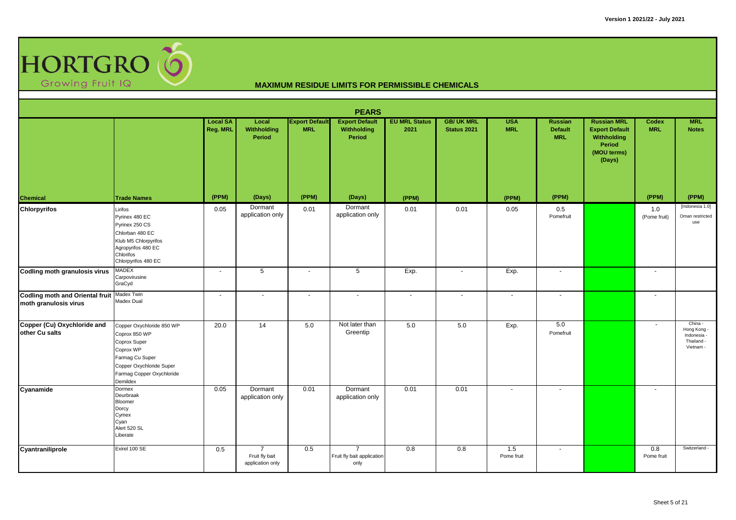HORTGRO
Growing Fruit IQ

# MAXIMUM RESIDUE LIMITS FOR PERMISSIBLE CHEMICALS

## PEARS

| Chemical | Trade Names | Local SA Reg. MRL (PPM) | Local Withholding Period (Days) | Export Default MRL (PPM) | Export Default Withholding Period (Days) | EU MRL Status 2021 (PPM) | GB/ UK MRL Status 2021 | USA MRL (PPM) | Russian Default MRL (PPM) | Russian MRL Export Default Withholding Period (MOU terms) (Days) | Codex MRL (PPM) | MRL Notes (PPM) |
|---|---|---|---|---|---|---|---|---|---|---|---|---|
| **Chlorpyrifos** | Lirifos<br>Pyrinex 480 EC<br>Pyrinex 250 CS<br>Chlorban 480 EC<br>Klub M5 Chlorpyrifos<br>Agropyrifos 480 EC<br>Chlorifos<br>Chlorpyrifos 480 EC | 0.05 | Dormant application only | 0.01 | Dormant application only | 0.01 | 0.01 | 0.05 | 0.5 Pomefruit | | 1.0 (Pome fruit) | [Indonesia 1.0] Oman restricted use |
| **Codling moth granulosis virus** | MADEX<br>Carpovirusine<br>GraCyd | - | 5 | - | 5 | Exp. | - | Exp. | - | | - | |
| **Codling moth and Oriental fruit moth granulosis virus** | Madex Twin<br>Madex Dual | - | - | - | - | - | - | - | - | | - | |
| **Copper (Cu) Oxychloride and other Cu salts** | Copper Oxychloride 850 WP<br>Coprox 850 WP<br>Coprox Super<br>Coprox WP<br>Farmag Cu Super<br>Copper Oxychloride Super<br>Farmag Copper Oxychloride<br>Demildex | 20.0 | 14 | 5.0 | Not later than Greentip | 5.0 | 5.0 | Exp. | 5.0 Pomefruit | | - | China -<br>Hong Kong -<br>Indonesia -<br>Thailand -<br>Vietnam - |
| **Cyanamide** | Dormex<br>Deurbraak<br>Bloomer<br>Dorcy<br>Cymex<br>Cyan<br>Alert 520 SL<br>Liberate | 0.05 | Dormant application only | 0.01 | Dormant application only | 0.01 | 0.01 | - | - | | - | |
| **Cyantraniliprole** | Exirel 100 SE | 0.5 | 7<br>Fruit fly bait application only | 0.5 | 7<br>Fruit fly bait application only | 0.8 | 0.8 | 1.5 Pome fruit | - | | 0.8 Pome fruit | Switzerland - |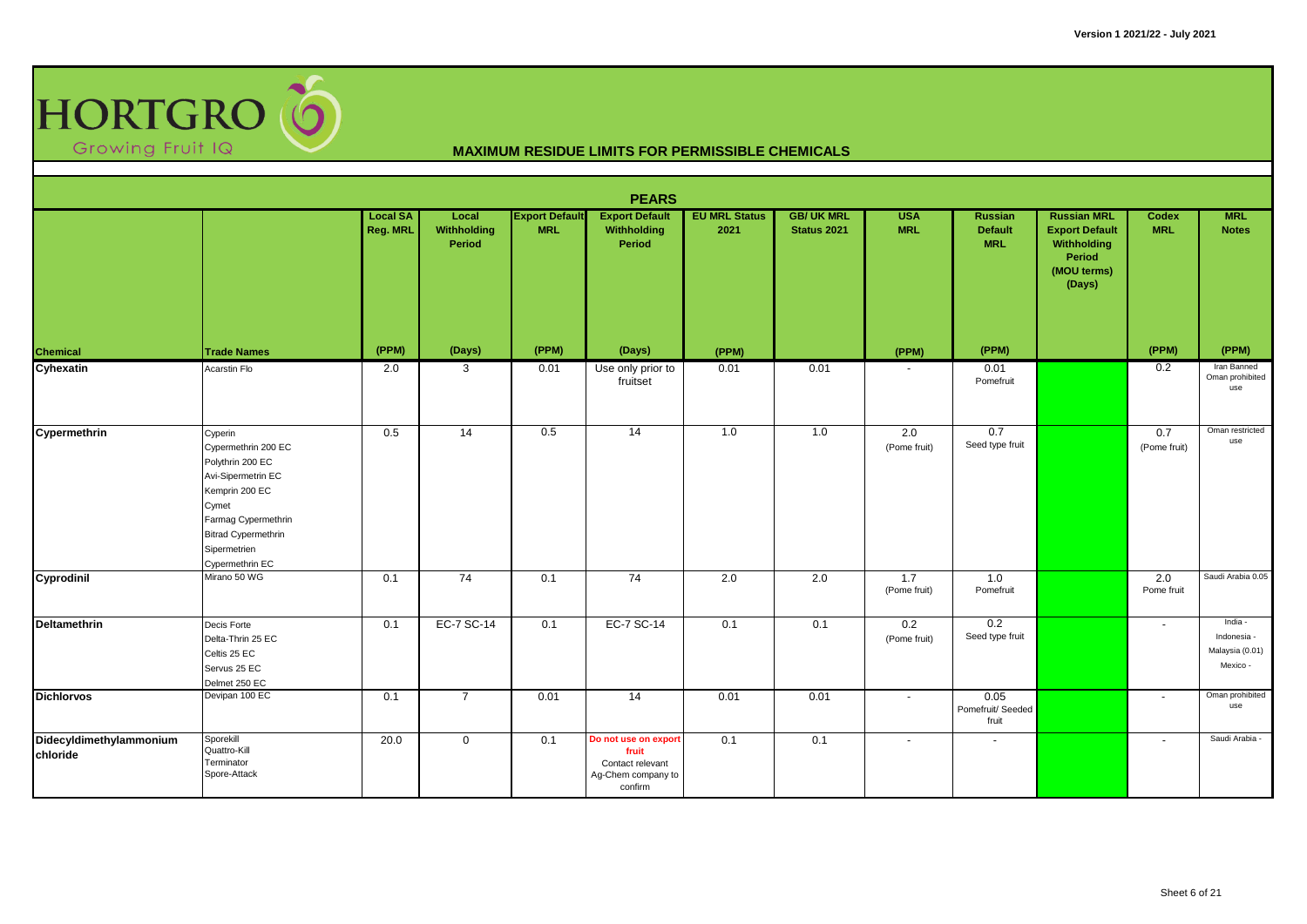# HORTGRO Growing Fruit IQ

## MAXIMUM RESIDUE LIMITS FOR PERMISSIBLE CHEMICALS

### PEARS

| Chemical | Trade Names | Local SA Reg. MRL (PPM) | Local Withholding Period (Days) | Export Default MRL (PPM) | Export Default Withholding Period (Days) | EU MRL Status 2021 (PPM) | GB/ UK MRL Status 2021 | USA MRL (PPM) | Russian Default MRL (PPM) | Russian MRL Export Default Withholding Period (MOU terms) (Days) | Codex MRL (PPM) | MRL Notes (PPM) |
|---|---|---|---|---|---|---|---|---|---|---|---|---|
| **Cyhexatin** | Acarstin Flo | 2.0 | 3 | 0.01 | Use only prior to fruitset | 0.01 | 0.01 | - | 0.01 Pomefruit | | 0.2 | Iran Banned Oman prohibited use |
| **Cypermethrin** | Cyperin<br>Cypermethrin 200 EC<br>Polythrin 200 EC<br>Avi-Sipermetrin EC<br>Kemprin 200 EC<br>Cymet<br>Farmag Cypermethrin<br>Bitrad Cypermethrin<br>Sipermetrien<br>Cypermethrin EC | 0.5 | 14 | 0.5 | 14 | 1.0 | 1.0 | 2.0 (Pome fruit) | 0.7 Seed type fruit | | 0.7 (Pome fruit) | Oman restricted use |
| **Cyprodinil** | Mirano 50 WG | 0.1 | 74 | 0.1 | 74 | 2.0 | 2.0 | 1.7 (Pome fruit) | 1.0 Pomefruit | | 2.0 Pome fruit | Saudi Arabia 0.05 |
| **Deltamethrin** | Decis Forte<br>Delta-Thrin 25 EC<br>Celtis 25 EC<br>Servus 25 EC<br>Delmet 250 EC | 0.1 | EC-7 SC-14 | 0.1 | EC-7 SC-14 | 0.1 | 0.1 | 0.2 (Pome fruit) | 0.2 Seed type fruit | | - | India -<br>Indonesia -<br>Malaysia (0.01)<br>Mexico - |
| **Dichlorvos** | Devipan 100 EC | 0.1 | 7 | 0.01 | 14 | 0.01 | 0.01 | - | 0.05 Pomefruit/ Seeded fruit | | - | Oman prohibited use |
| **Didecyldimethylammonium chloride** | Sporekill<br>Quattro-Kill<br>Terminator<br>Spore-Attack | 20.0 | 0 | 0.1 | **Do not use on export fruit** Contact relevant Ag-Chem company to confirm | 0.1 | 0.1 | - | - | | - | Saudi Arabia - |

Version 1 2021/22 - July 2021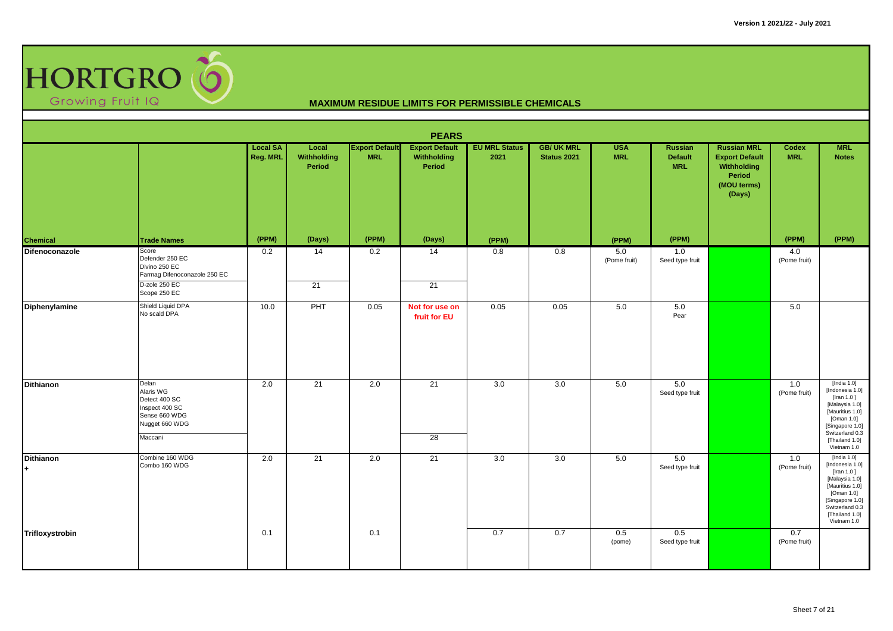# HORTGRO

Growing Fruit IQ

## MAXIMUM RESIDUE LIMITS FOR PERMISSIBLE CHEMICALS

Version 1 2021/22 - July 2021

### PEARS

| Chemical | Trade Names | Local SA Reg. MRL (PPM) | Local Withholding Period (Days) | Export Default MRL (PPM) | Export Default Withholding Period (Days) | EU MRL Status 2021 (PPM) | GB/ UK MRL Status 2021 | USA MRL (PPM) | Russian Default MRL (PPM) | Russian MRL Export Default Withholding Period (MOU terms) (Days) | Codex MRL (PPM) | MRL Notes (PPM) |
|---|---|---|---|---|---|---|---|---|---|---|---|---|
| Difenoconazole | Score<br>Defender 250 EC<br>Divino 250 EC<br>Farmag Difenoconazole 250 EC | 0.2 | 14 | 0.2 | 14 | 0.8 | 0.8 | 5.0 (Pome fruit) | 1.0 Seed type fruit | | 4.0 (Pome fruit) | |
| | D-zole 250 EC<br>Scope 250 EC | | 21 | | 21 | | | | | | | |
| Diphenylamine | Shield Liquid DPA<br>No scald DPA | 10.0 | PHT | 0.05 | Not for use on fruit for EU | 0.05 | 0.05 | 5.0 | 5.0 Pear | | 5.0 | |
| Dithianon | Delan<br>Alaris WG<br>Detect 400 SC<br>Inspect 400 SC<br>Sense 660 WDG<br>Nugget 660 WDG | 2.0 | 21 | 2.0 | 21 | 3.0 | 3.0 | 5.0 | 5.0 Seed type fruit | | 1.0 (Pome fruit) | [India 1.0] [Indonesia 1.0] [Iran 1.0 ] [Malaysia 1.0] [Mauritius 1.0] [Oman 1.0] [Singapore 1.0] Switzerland 0.3 [Thailand 1.0] Vietnam 1.0 |
| | Maccani | | | | 28 | | | | | | | |
| Dithianon<br>+ | Combine 160 WDG<br>Combo 160 WDG | 2.0 | 21 | 2.0 | 21 | 3.0 | 3.0 | 5.0 | 5.0 Seed type fruit | | 1.0 (Pome fruit) | [India 1.0] [Indonesia 1.0] [Iran 1.0 ] [Malaysia 1.0] [Mauritius 1.0] [Oman 1.0] [Singapore 1.0] Switzerland 0.3 [Thailand 1.0] Vietnam 1.0 |
| Trifloxystrobin | | 0.1 | | 0.1 | | 0.7 | 0.7 | 0.5 (pome) | 0.5 Seed type fruit | | 0.7 (Pome fruit) | |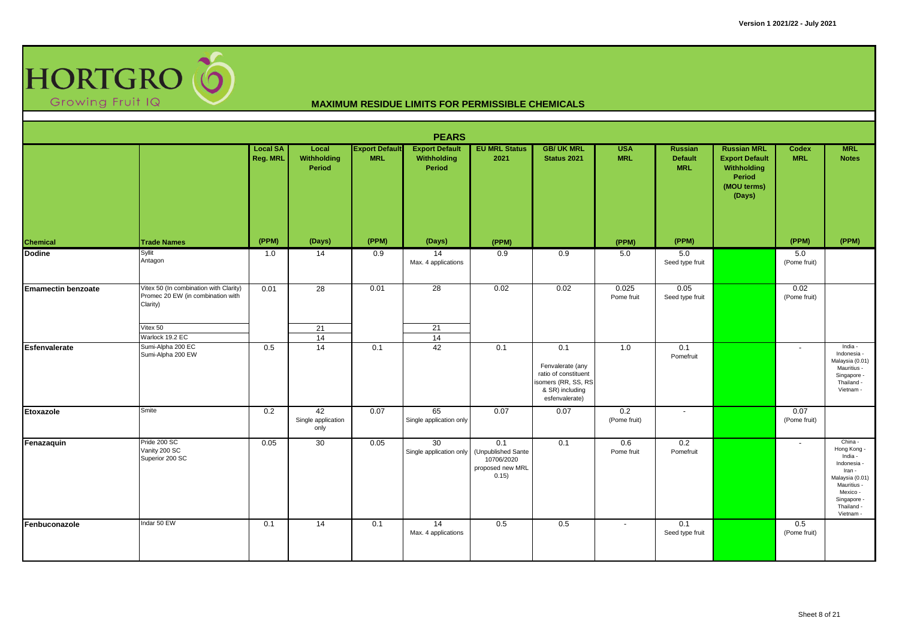# HORTGRO Growing Fruit IQ

## MAXIMUM RESIDUE LIMITS FOR PERMISSIBLE CHEMICALS

### PEARS

| Chemical | Trade Names | Local SA Reg. MRL (PPM) | Local Withholding Period (Days) | Export Default MRL (PPM) | Export Default Withholding Period (Days) | EU MRL Status 2021 (PPM) | GB/ UK MRL Status 2021 | USA MRL (PPM) | Russian Default MRL (PPM) | Russian MRL Export Default Withholding Period (MOU terms) (Days) | Codex MRL (PPM) | MRL Notes (PPM) |
|---|---|---|---|---|---|---|---|---|---|---|---|---|
| **Dodine** | Syllit<br>Antagon | 1.0 | 14 | 0.9 | 14<br>Max. 4 applications | 0.9 | 0.9 | 5.0 | 5.0<br>Seed type fruit | | 5.0<br>(Pome fruit) | |
| **Emamectin benzoate** | Vitex 50 (In combination with Clarity)<br>Promec 20 EW (in combination with Clarity) | 0.01 | 28 | 0.01 | 28 | 0.02 | 0.02 | 0.025<br>Pome fruit | 0.05<br>Seed type fruit | | 0.02<br>(Pome fruit) | |
| | Vitex 50 | | 21 | | 21 | | | | | | | |
| | Warlock 19.2 EC | | 14 | | 14 | | | | | | | |
| **Esfenvalerate** | Sumi-Alpha 200 EC<br>Sumi-Alpha 200 EW | 0.5 | 14 | 0.1 | 42 | 0.1 | 0.1<br>Fenvalerate (any ratio of constituent isomers (RR, SS, RS & SR) including esfenvalerate) | 1.0 | 0.1<br>Pomefruit | | - | India -<br>Indonesia -<br>Malaysia (0.01)<br>Mauritius -<br>Singapore -<br>Thailand -<br>Vietnam - |
| **Etoxazole** | Smite | 0.2 | 42<br>Single application only | 0.07 | 65<br>Single application only | 0.07 | 0.07 | 0.2<br>(Pome fruit) | - | | 0.07<br>(Pome fruit) | |
| **Fenazaquin** | Pride 200 SC<br>Vanity 200 SC<br>Superior 200 SC | 0.05 | 30 | 0.05 | 30<br>Single application only | 0.1<br>(Unpublished Sante 10706/2020 proposed new MRL 0.15) | 0.1 | 0.6<br>Pome fruit | 0.2<br>Pomefruit | | - | China -<br>Hong Kong -<br>India -<br>Indonesia -<br>Iran -<br>Malaysia (0.01)<br>Mauritius -<br>Mexico -<br>Singapore -<br>Thailand -<br>Vietnam - |
| **Fenbuconazole** | Indar 50 EW | 0.1 | 14 | 0.1 | 14<br>Max. 4 applications | 0.5 | 0.5 | - | 0.1<br>Seed type fruit | | 0.5<br>(Pome fruit) | |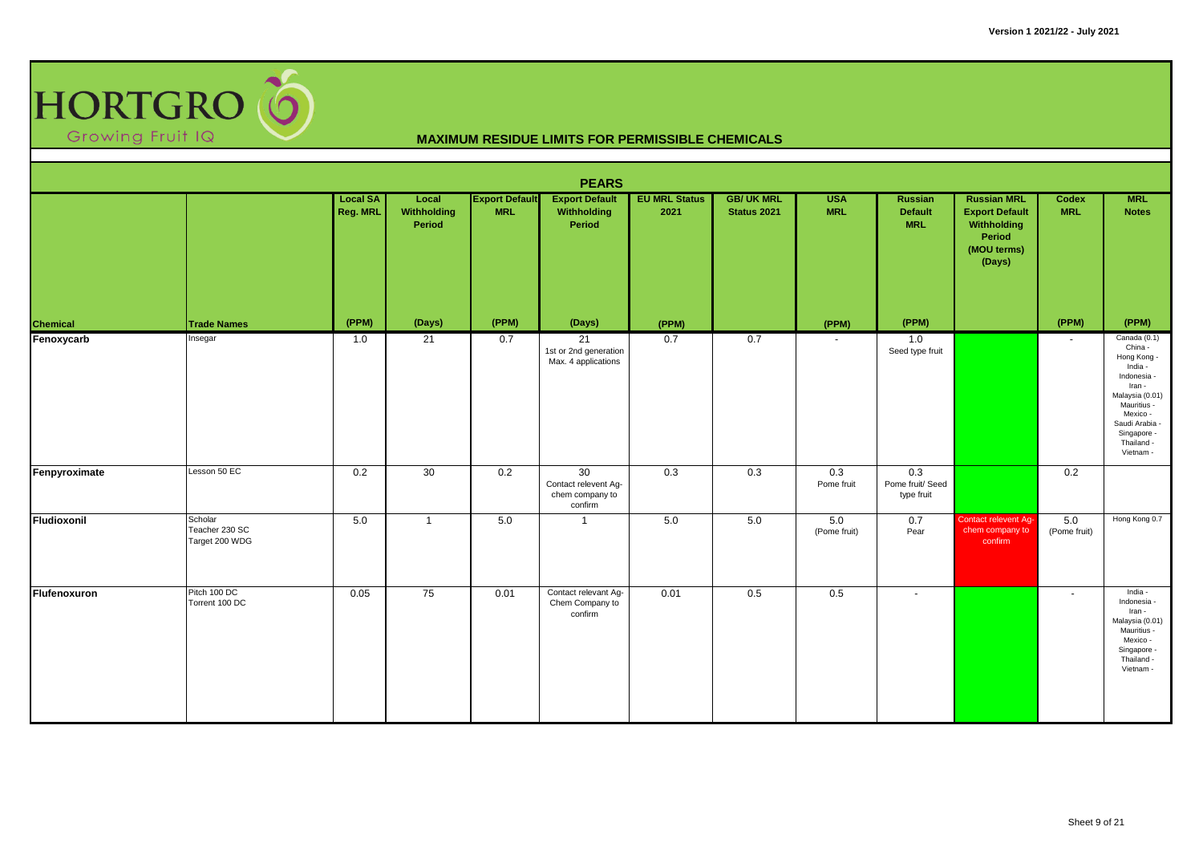# HORTGRO Growing Fruit IQ

## MAXIMUM RESIDUE LIMITS FOR PERMISSIBLE CHEMICALS

### PEARS

| Chemical | Trade Names | Local SA Reg. MRL (PPM) | Local Withholding Period (Days) | Export Default MRL (PPM) | Export Default Withholding Period (Days) | EU MRL Status 2021 (PPM) | GB/ UK MRL Status 2021 | USA MRL (PPM) | Russian Default MRL (PPM) | Russian MRL Export Default Withholding Period (MOU terms) (Days) | Codex MRL (PPM) | MRL Notes (PPM) |
|---|---|---|---|---|---|---|---|---|---|---|---|---|
| **Fenoxycarb** | Insegar | 1.0 | 21 | 0.7 | 21 1st or 2nd generation Max. 4 applications | 0.7 | 0.7 | - | 1.0 Seed type fruit | | - | Canada (0.1) China - Hong Kong - India - Indonesia - Iran - Malaysia (0.01) Mauritius - Mexico - Saudi Arabia - Singapore - Thailand - Vietnam - |
| **Fenpyroximate** | Lesson 50 EC | 0.2 | 30 | 0.2 | 30 Contact relevent Ag-chem company to confirm | 0.3 | 0.3 | 0.3 Pome fruit | 0.3 Pome fruit/ Seed type fruit | | 0.2 | |
| **Fludioxonil** | Scholar Teacher 230 SC Target 200 WDG | 5.0 | 1 | 5.0 | 1 | 5.0 | 5.0 | 5.0 (Pome fruit) | 0.7 Pear | Contact relevent Ag-chem company to confirm | 5.0 (Pome fruit) | Hong Kong 0.7 |
| **Flufenoxuron** | Pitch 100 DC Torrent 100 DC | 0.05 | 75 | 0.01 | Contact relevant Ag-Chem Company to confirm | 0.01 | 0.5 | 0.5 | - | | - | India - Indonesia - Iran - Malaysia (0.01) Mauritius - Mexico - Singapore - Thailand - Vietnam - |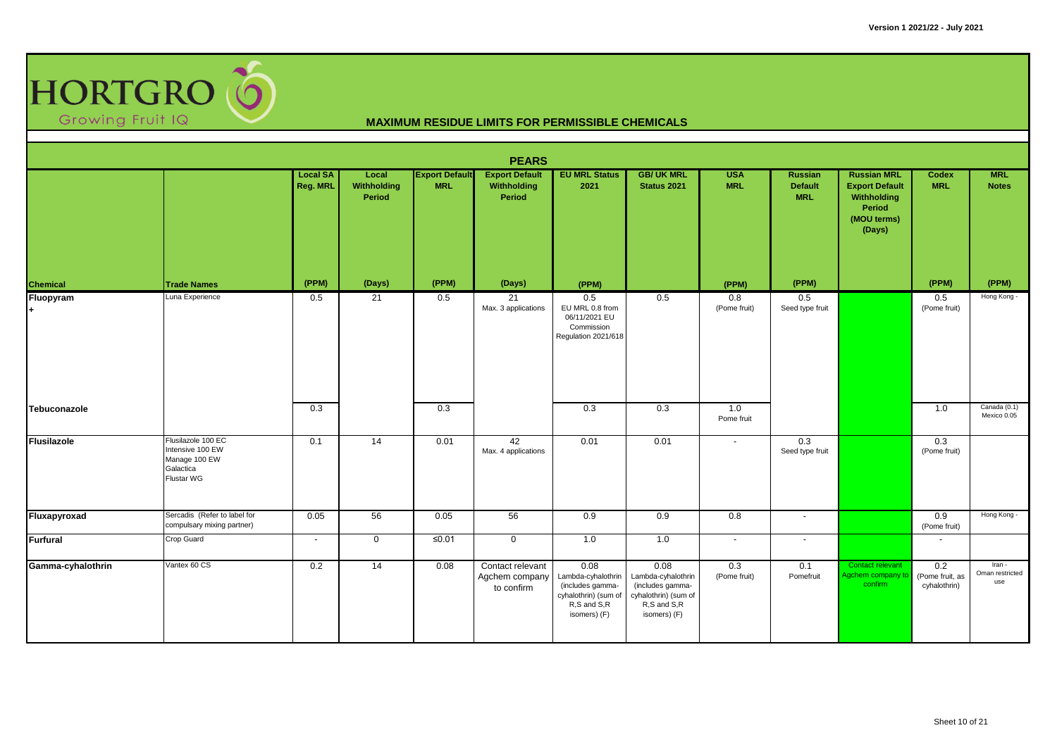# MAXIMUM RESIDUE LIMITS FOR PERMISSIBLE CHEMICALS

## PEARS

| Chemical | Trade Names | Local SA Reg. MRL (PPM) | Local Withholding Period (Days) | Export Default MRL (PPM) | Export Default Withholding Period (Days) | EU MRL Status 2021 (PPM) | GB/ UK MRL Status 2021 | USA MRL (PPM) | Russian Default MRL (PPM) | Russian MRL Export Default Withholding Period (MOU terms) (Days) | Codex MRL (PPM) | MRL Notes (PPM) |
|---|---|---|---|---|---|---|---|---|---|---|---|---|
| **Fluopyram** + | Luna Experience | 0.5 | 21 | 0.5 | 21 Max. 3 applications | 0.5 EU MRL 0.8 from 06/11/2021 EU Commission Regulation 2021/618 | 0.5 | 0.8 (Pome fruit) | 0.5 Seed type fruit | | 0.5 (Pome fruit) | Hong Kong - |
| **Tebuconazole** | | 0.3 | | 0.3 | | 0.3 | 0.3 | 1.0 Pome fruit | | | 1.0 | Canada (0.1) Mexico 0.05 |
| **Flusilazole** | Flusilazole 100 EC, Intensive 100 EW, Manage 100 EW, Galactica, Flustar WG | 0.1 | 14 | 0.01 | 42 Max. 4 applications | 0.01 | 0.01 | - | 0.3 Seed type fruit | | 0.3 (Pome fruit) | |
| **Fluxapyroxad** | Sercadis (Refer to label for compulsary mixing partner) | 0.05 | 56 | 0.05 | 56 | 0.9 | 0.9 | 0.8 | - | | 0.9 (Pome fruit) | Hong Kong - |
| **Furfural** | Crop Guard | - | 0 | ≤0.01 | 0 | 1.0 | 1.0 | - | - | | - | |
| **Gamma-cyhalothrin** | Vantex 60 CS | 0.2 | 14 | 0.08 | Contact relevant Agchem company to confirm | 0.08 Lambda-cyhalothrin (includes gamma-cyhalothrin) (sum of R,S and S,R isomers) (F) | 0.08 Lambda-cyhalothrin (includes gamma-cyhalothrin) (sum of R,S and S,R isomers) (F) | 0.3 (Pome fruit) | 0.1 Pomefruit | Contact relevant Agchem company to confirm | 0.2 (Pome fruit, as cyhalothrin) | Iran - Oman restricted use |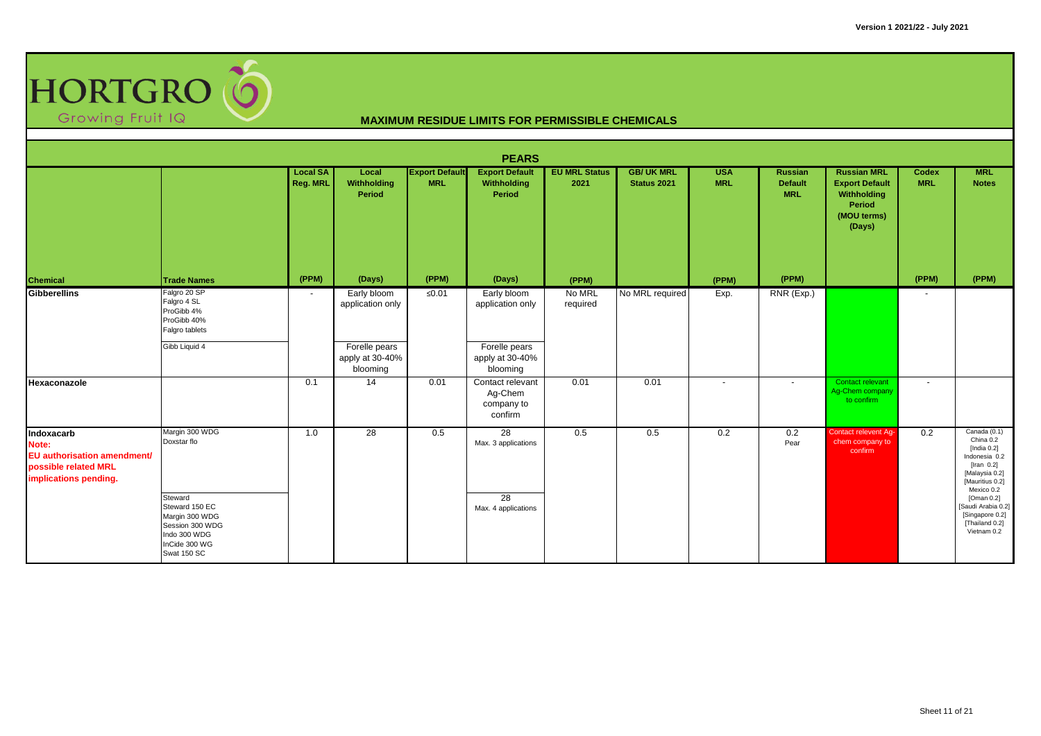**HORTGRO** Growing Fruit IQ

Version 1 2021/22 - July 2021

## MAXIMUM RESIDUE LIMITS FOR PERMISSIBLE CHEMICALS

### PEARS

| Chemical | Trade Names | Local SA Reg. MRL (PPM) | Local Withholding Period (Days) | Export Default MRL (PPM) | Export Default Withholding Period (Days) | EU MRL Status 2021 (PPM) | GB/ UK MRL Status 2021 | USA MRL (PPM) | Russian Default MRL (PPM) | Russian MRL Export Default Withholding Period (MOU terms) (Days) | Codex MRL (PPM) | MRL Notes (PPM) |
|---|---|---|---|---|---|---|---|---|---|---|---|---|
| **Gibberellins** | Falgro 20 SP<br>Falgro 4 SL<br>ProGibb 4%<br>ProGibb 40%<br>Falgro tablets | - | Early bloom application only | ≤0.01 | Early bloom application only | No MRL required | No MRL required | Exp. | RNR (Exp.) | | - | |
| | Gibb Liquid 4 | | Forelle pears apply at 30-40% blooming | | Forelle pears apply at 30-40% blooming | | | | | | | |
| **Hexaconazole** | | 0.1 | 14 | 0.01 | Contact relevant Ag-Chem company to confirm | 0.01 | 0.01 | - | - | Contact relevant Ag-Chem company to confirm | - | |
| **Indoxacarb**<br>**Note:**<br>**EU authorisation amendment/ possible related MRL implications pending.** | Margin 300 WDG<br>Doxstar flo | 1.0 | 28 | 0.5 | 28<br>Max. 3 applications | 0.5 | 0.5 | 0.2 | 0.2<br>Pear | Contact relevent Ag-chem company to confirm | 0.2 | Canada (0.1)<br>China 0.2<br>[India 0.2]<br>Indonesia 0.2<br>[Iran 0.2]<br>[Malaysia 0.2]<br>[Mauritius 0.2]<br>Mexico 0.2<br>[Oman 0.2]<br>[Saudi Arabia 0.2]<br>[Singapore 0.2]<br>[Thailand 0.2]<br>Vietnam 0.2 |
| | Steward<br>Steward 150 EC<br>Margin 300 WDG<br>Session 300 WDG<br>Indo 300 WDG<br>InCide 300 WG<br>Swat 150 SC | | | | 28<br>Max. 4 applications | | | | | | | |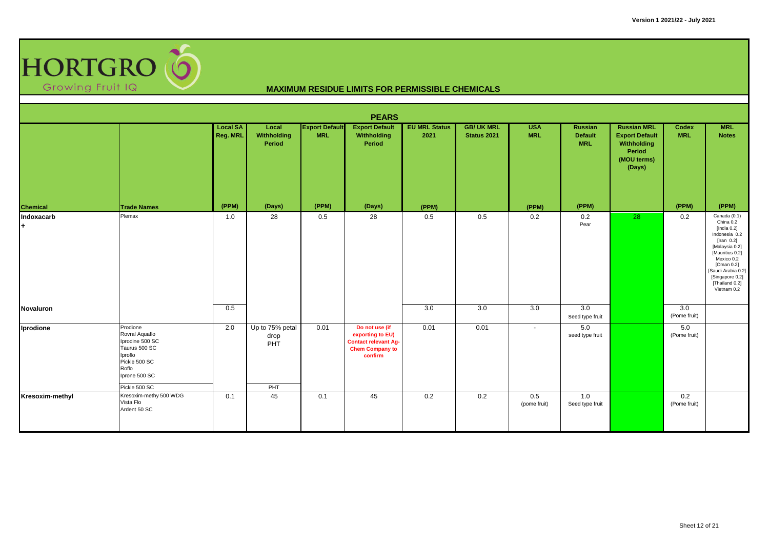HORTGRO Growing Fruit IQ

# MAXIMUM RESIDUE LIMITS FOR PERMISSIBLE CHEMICALS

## PEARS

| Chemical | Trade Names | Local SA Reg. MRL (PPM) | Local Withholding Period (Days) | Export Default MRL (PPM) | Export Default Withholding Period (Days) | EU MRL Status 2021 (PPM) | GB/ UK MRL Status 2021 | USA MRL (PPM) | Russian Default MRL (PPM) | Russian MRL Export Default Withholding Period (MOU terms) (Days) | Codex MRL (PPM) | MRL Notes (PPM) |
|---|---|---|---|---|---|---|---|---|---|---|---|---|
| **Indoxacarb +** | Plemax | 1.0 | 28 | 0.5 | 28 | 0.5 | 0.5 | 0.2 | 0.2 Pear | 28 | 0.2 | Canada (0.1) China 0.2 [India 0.2] Indonesia 0.2 [Iran 0.2] [Malaysia 0.2] [Mauritius 0.2] Mexico 0.2 [Oman 0.2] [Saudi Arabia 0.2] [Singapore 0.2] [Thailand 0.2] Vietnam 0.2 |
| **Novaluron** | | 0.5 | | | | 3.0 | 3.0 | 3.0 | 3.0 Seed type fruit | | 3.0 (Pome fruit) | |
| **Iprodione** | Prodione<br>Rovral Aquaflo<br>Iprodine 500 SC<br>Taurus 500 SC<br>Iproflo<br>Pickle 500 SC<br>Roflo<br>Iprone 500 SC | 2.0 | Up to 75% petal drop PHT | 0.01 | Do not use (if exporting to EU) Contact relevant Ag-Chem Company to confirm | 0.01 | 0.01 | - | 5.0 seed type fruit | | 5.0 (Pome fruit) | |
| | Pickle 500 SC | | PHT | | | | | | | | | |
| **Kresoxim-methyl** | Kresoxim-methy 500 WDG<br>Vista Flo<br>Ardent 50 SC | 0.1 | 45 | 0.1 | 45 | 0.2 | 0.2 | 0.5 (pome fruit) | 1.0 Seed type fruit | | 0.2 (Pome fruit) | |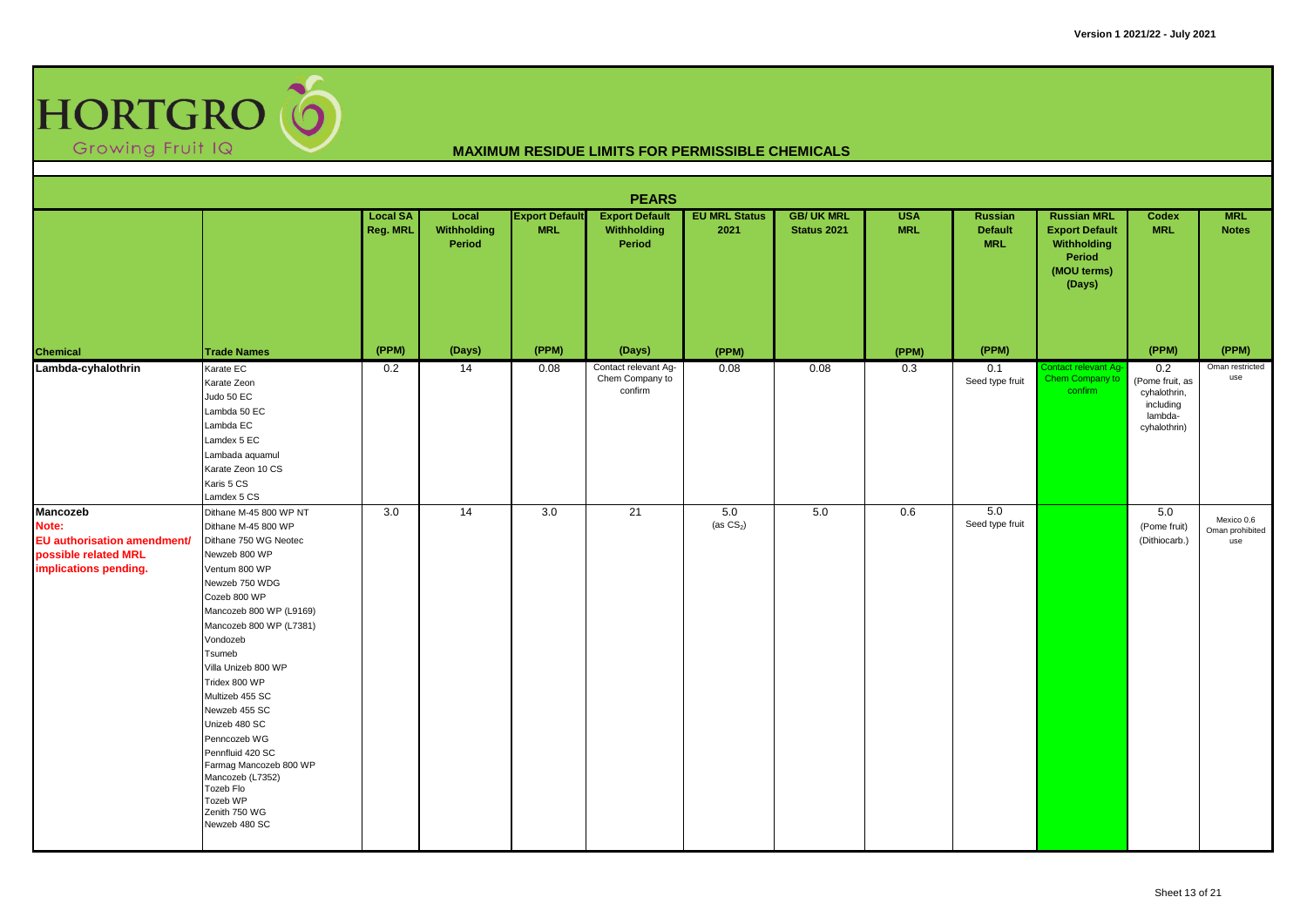**Version 1 2021/22 - July 2021**

HORTGRO
Growing Fruit IQ

## MAXIMUM RESIDUE LIMITS FOR PERMISSIBLE CHEMICALS

### PEARS

| Chemical | Trade Names | Local SA Reg. MRL (PPM) | Local Withholding Period (Days) | Export Default MRL (PPM) | Export Default Withholding Period (Days) | EU MRL Status 2021 (PPM) | GB/ UK MRL Status 2021 | USA MRL (PPM) | Russian Default MRL (PPM) | Russian MRL Export Default Withholding Period (MOU terms) (Days) | Codex MRL (PPM) | MRL Notes (PPM) |
|---|---|---|---|---|---|---|---|---|---|---|---|---|
| **Lambda-cyhalothrin** | Karate EC<br>Karate Zeon<br>Judo 50 EC<br>Lambda 50 EC<br>Lambda EC<br>Lamdex 5 EC<br>Lambada aquamul<br>Karate Zeon 10 CS<br>Karis 5 CS<br>Lamdex 5 CS | 0.2 | 14 | 0.08 | Contact relevant Ag-Chem Company to confirm | 0.08 | 0.08 | 0.3 | 0.1<br>Seed type fruit | Contact relevant Ag-Chem Company to confirm | 0.2<br>(Pome fruit, as cyhalothrin, including lambda-cyhalothrin) | Oman restricted use |
| **Mancozeb**<br>**Note:**<br>**EU authorisation amendment/ possible related MRL implications pending.** | Dithane M-45 800 WP NT<br>Dithane M-45 800 WP<br>Dithane 750 WG Neotec<br>Newzeb 800 WP<br>Ventum 800 WP<br>Newzeb 750 WDG<br>Cozeb 800 WP<br>Mancozeb 800 WP (L9169)<br>Mancozeb 800 WP (L7381)<br>Vondozeb<br>Tsumeb<br>Villa Unizeb 800 WP<br>Tridex 800 WP<br>Multizeb 455 SC<br>Newzeb 455 SC<br>Unizeb 480 SC<br>Penncozeb WG<br>Pennfluid 420 SC<br>Farmag Mancozeb 800 WP<br>Mancozeb (L7352)<br>Tozeb Flo<br>Tozeb WP<br>Zenith 750 WG<br>Newzeb 480 SC | 3.0 | 14 | 3.0 | 21 | 5.0<br>(as $CS_2$) | 5.0 | 0.6 | 5.0<br>Seed type fruit | | 5.0<br>(Pome fruit)<br>(Dithiocarb.) | Mexico 0.6<br>Oman prohibited use |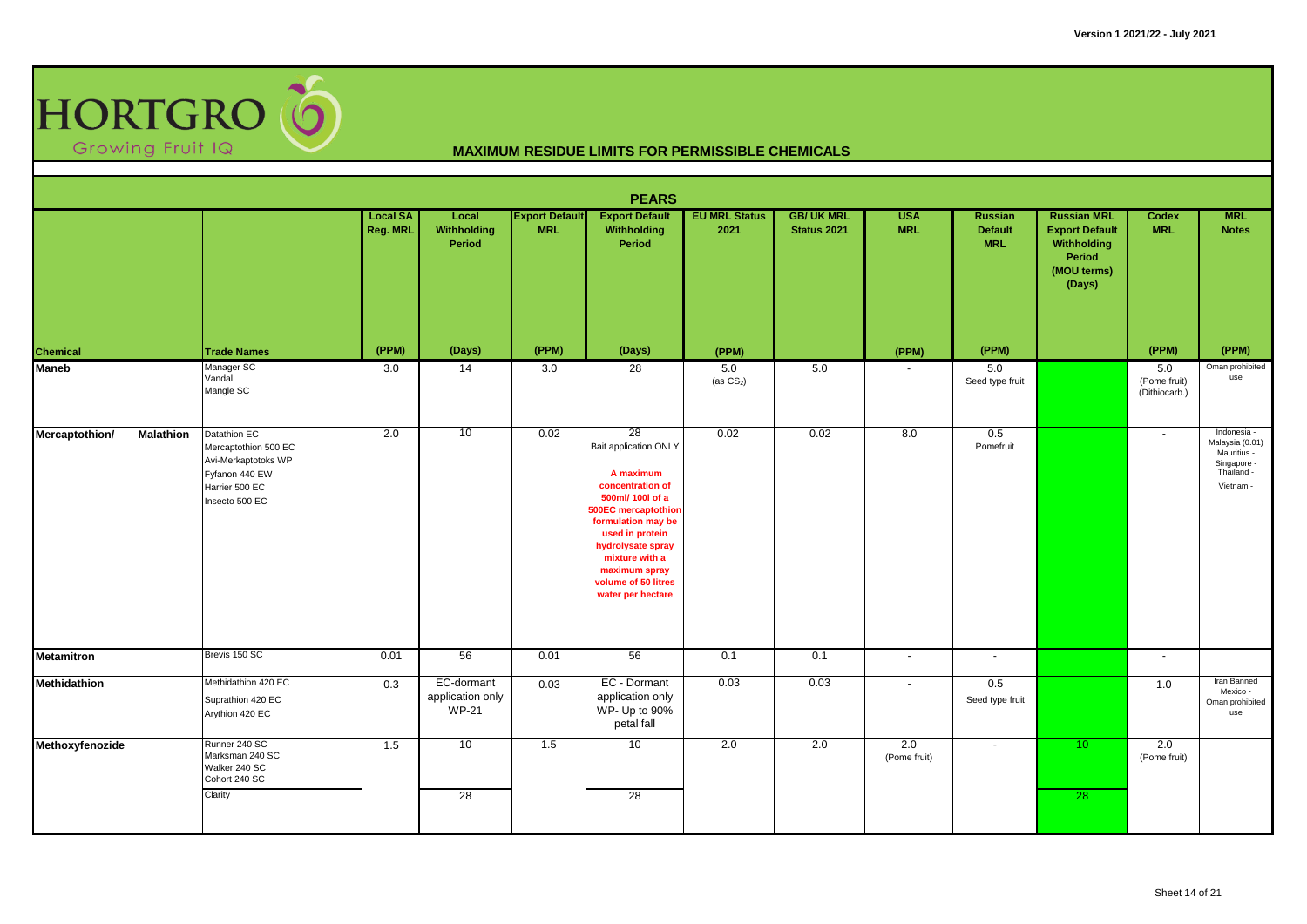# HORTGRO Growing Fruit IQ

## MAXIMUM RESIDUE LIMITS FOR PERMISSIBLE CHEMICALS

### PEARS

| Chemical | Trade Names | Local SA Reg. MRL (PPM) | Local Withholding Period (Days) | Export Default MRL (PPM) | Export Default Withholding Period (Days) | EU MRL Status 2021 (PPM) | GB/ UK MRL Status 2021 | USA MRL (PPM) | Russian Default MRL (PPM) | Russian MRL Export Default Withholding Period (MOU terms) (Days) | Codex MRL (PPM) | MRL Notes (PPM) |
|---|---|---|---|---|---|---|---|---|---|---|---|---|
| **Maneb** | Manager SC<br>Vandal<br>Mangle SC | 3.0 | 14 | 3.0 | 28 | 5.0<br>(as $CS_2$) | 5.0 | - | 5.0<br>Seed type fruit | | 5.0<br>(Pome fruit)<br>(Dithiocarb.) | Oman prohibited use |
| **Mercaptothion/ Malathion** | Datathion EC<br>Mercaptothion 500 EC<br>Avi-Merkaptotoks WP<br>Fyfanon 440 EW<br>Harrier 500 EC<br>Insecto 500 EC | 2.0 | 10 | 0.02 | 28<br>Bait application ONLY<br>**A maximum concentration of 500ml/ 100l of a 500EC mercaptothion formulation may be used in protein hydrolysate spray mixture with a maximum spray volume of 50 litres water per hectare** | 0.02 | 0.02 | 8.0 | 0.5<br>Pomefruit | | - | Indonesia -<br>Malaysia (0.01)<br>Mauritius -<br>Singapore -<br>Thailand -<br>Vietnam - |
| **Metamitron** | Brevis 150 SC | 0.01 | 56 | 0.01 | 56 | 0.1 | 0.1 | - | - | | - | |
| **Methidathion** | Methidathion 420 EC<br>Suprathion 420 EC<br>Arythion 420 EC | 0.3 | EC-dormant application only<br>WP-21 | 0.03 | EC - Dormant application only<br>WP- Up to 90% petal fall | 0.03 | 0.03 | - | 0.5<br>Seed type fruit | | 1.0 | Iran Banned<br>Mexico -<br>Oman prohibited use |
| **Methoxyfenozide** | Runner 240 SC<br>Marksman 240 SC<br>Walker 240 SC<br>Cohort 240 SC | 1.5 | 10 | 1.5 | 10 | 2.0 | 2.0 | 2.0<br>(Pome fruit) | - | 10 | 2.0<br>(Pome fruit) | |
| | Clarity | | 28 | | 28 | | | | | 28 | | |

Version 1 2021/22 - July 2021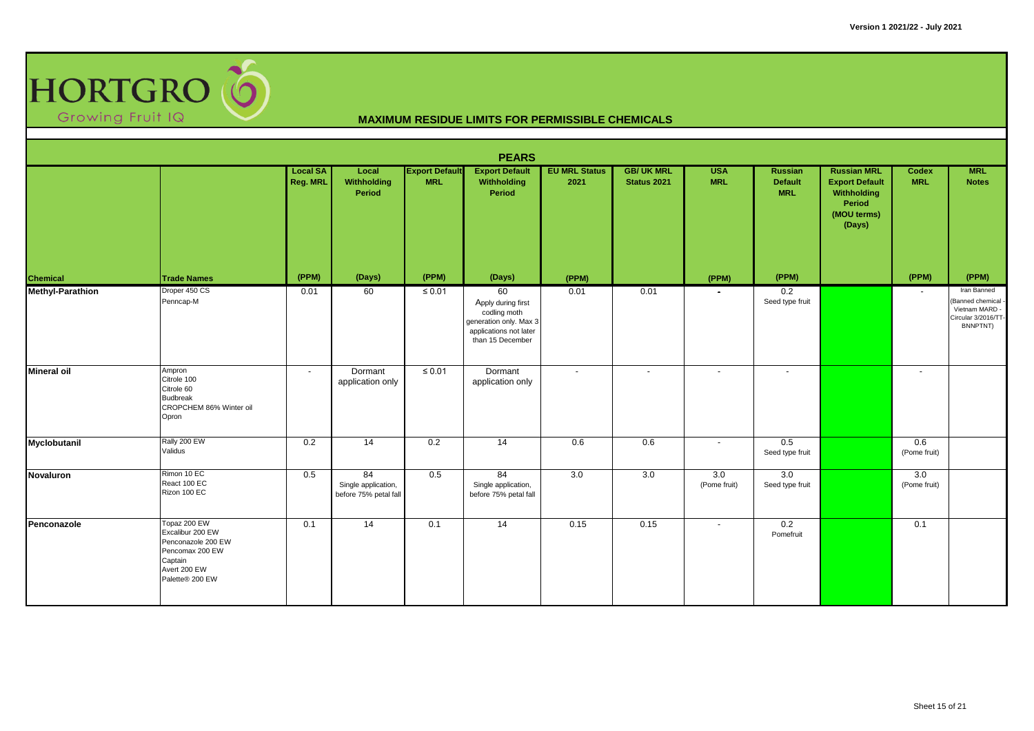# MAXIMUM RESIDUE LIMITS FOR PERMISSIBLE CHEMICALS

## PEARS

| Chemical | Trade Names | Local SA Reg. MRL (PPM) | Local Withholding Period (Days) | Export Default MRL (PPM) | Export Default Withholding Period (Days) | EU MRL Status 2021 (PPM) | GB/ UK MRL Status 2021 | USA MRL (PPM) | Russian Default MRL (PPM) | Russian MRL Export Default Withholding Period (MOU terms) (Days) | Codex MRL (PPM) | MRL Notes (PPM) |
|---|---|---|---|---|---|---|---|---|---|---|---|---|
| **Methyl-Parathion** | Droper 450 CS<br>Penncap-M | 0.01 | 60 | ≤ 0.01 | 60<br>Apply during first codling moth generation only. Max 3 applications not later than 15 December | 0.01 | 0.01 | - | 0.2<br>Seed type fruit | | - | Iran Banned (Banned chemical - Vietnam MARD - Circular 3/2016/TT-BNNPTNT) |
| **Mineral oil** | Ampron<br>Citrole 100<br>Citrole 60<br>Budbreak<br>CROPCHEM 86% Winter oil<br>Opron | - | Dormant application only | ≤ 0.01 | Dormant application only | - | - | - | - | | - | |
| **Myclobutanil** | Rally 200 EW<br>Validus | 0.2 | 14 | 0.2 | 14 | 0.6 | 0.6 | - | 0.5<br>Seed type fruit | | 0.6<br>(Pome fruit) | |
| **Novaluron** | Rimon 10 EC<br>React 100 EC<br>Rizon 100 EC | 0.5 | 84<br>Single application, before 75% petal fall | 0.5 | 84<br>Single application, before 75% petal fall | 3.0 | 3.0 | 3.0<br>(Pome fruit) | 3.0<br>Seed type fruit | | 3.0<br>(Pome fruit) | |
| **Penconazole** | Topaz 200 EW<br>Excalibur 200 EW<br>Penconazole 200 EW<br>Pencomax 200 EW<br>Captain<br>Avert 200 EW<br>Palette® 200 EW | 0.1 | 14 | 0.1 | 14 | 0.15 | 0.15 | - | 0.2<br>Pomefruit | | 0.1 | |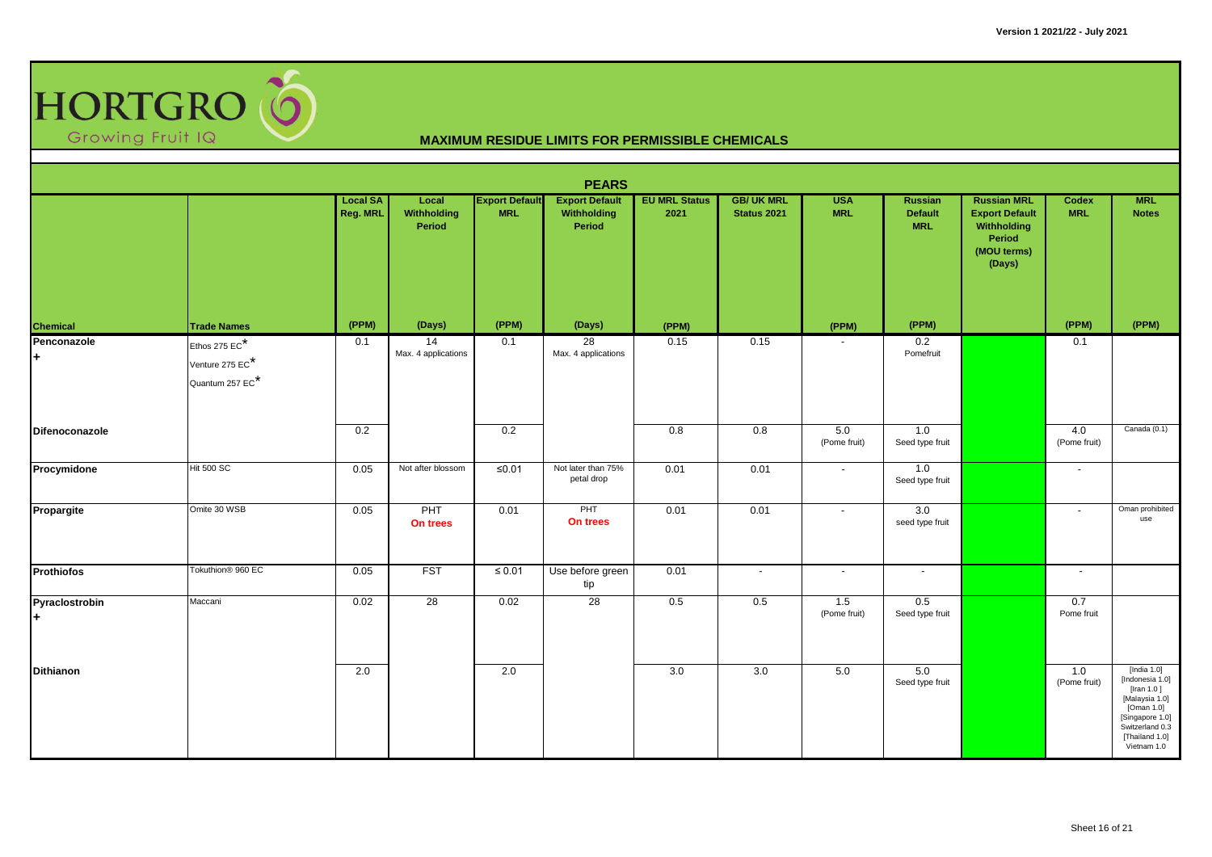HORTGRO Growing Fruit IQ

# MAXIMUM RESIDUE LIMITS FOR PERMISSIBLE CHEMICALS

## PEARS

| Chemical | Trade Names | Local SA Reg. MRL | Local Withholding Period | Export Default MRL | Export Default Withholding Period | EU MRL Status 2021 | GB/ UK MRL Status 2021 | USA MRL | Russian Default MRL | Russian MRL Export Default Withholding Period (MOU terms) (Days) | Codex MRL | MRL Notes |
|---|---|---|---|---|---|---|---|---|---|---|---|---|
| | | (PPM) | (Days) | (PPM) | (Days) | (PPM) | | (PPM) | (PPM) | | (PPM) | (PPM) |
| Penconazole + | Ethos 275 EC* Venture 275 EC* Quantum 257 EC* | 0.1 | 14 Max. 4 applications | 0.1 | 28 Max. 4 applications | 0.15 | 0.15 | - | 0.2 Pomefruit | | 0.1 | |
| Difenoconazole | | 0.2 | | 0.2 | | 0.8 | 0.8 | 5.0 (Pome fruit) | 1.0 Seed type fruit | | 4.0 (Pome fruit) | Canada (0.1) |
| Procymidone | Hit 500 SC | 0.05 | Not after blossom | ≤0.01 | Not later than 75% petal drop | 0.01 | 0.01 | - | 1.0 Seed type fruit | | - | |
| Propargite | Omite 30 WSB | 0.05 | PHT On trees | 0.01 | PHT On trees | 0.01 | 0.01 | - | 3.0 seed type fruit | | - | Oman prohibited use |
| Prothiofos | Tokuthion® 960 EC | 0.05 | FST | ≤ 0.01 | Use before green tip | 0.01 | - | - | - | | - | |
| Pyraclostrobin + | Maccani | 0.02 | 28 | 0.02 | 28 | 0.5 | 0.5 | 1.5 (Pome fruit) | 0.5 Seed type fruit | | 0.7 Pome fruit | |
| Dithianon | | 2.0 | | 2.0 | | 3.0 | 3.0 | 5.0 | 5.0 Seed type fruit | | 1.0 (Pome fruit) | [India 1.0] [Indonesia 1.0] [Iran 1.0 ] [Malaysia 1.0] [Oman 1.0] [Singapore 1.0] Switzerland 0.3 [Thailand 1.0] Vietnam 1.0 |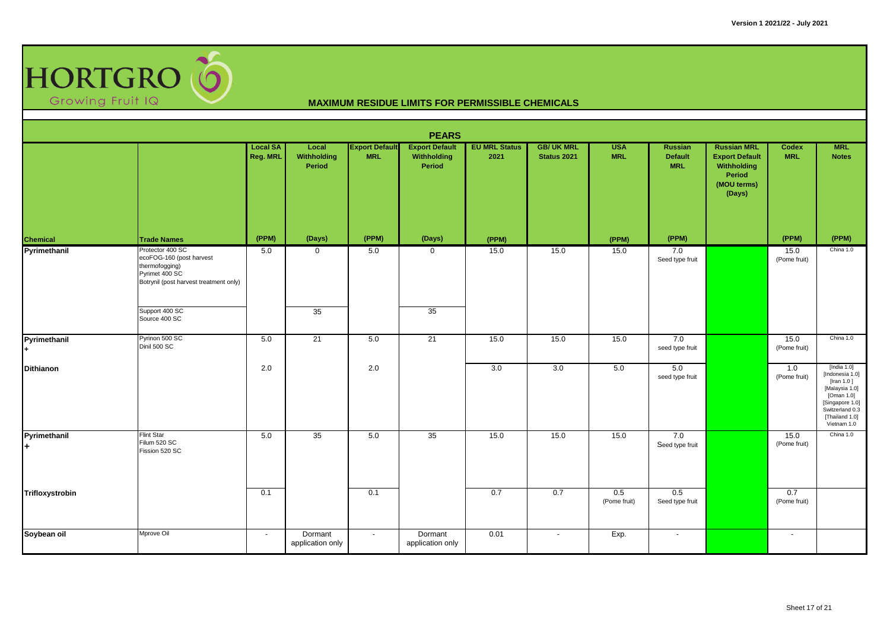# HORTGRO Growing Fruit IQ

## MAXIMUM RESIDUE LIMITS FOR PERMISSIBLE CHEMICALS

### PEARS

| Chemical | Trade Names | Local SA Reg. MRL (PPM) | Local Withholding Period (Days) | Export Default MRL (PPM) | Export Default Withholding Period (Days) | EU MRL Status 2021 (PPM) | GB/ UK MRL Status 2021 | USA MRL (PPM) | Russian Default MRL (PPM) | Russian MRL Export Default Withholding Period (MOU terms) (Days) | Codex MRL (PPM) | MRL Notes (PPM) |
|---|---|---|---|---|---|---|---|---|---|---|---|---|
| Pyrimethanil | Protector 400 SC<br>ecoFOG-160 (post harvest thermofogging)<br>Pyrimet 400 SC<br>Botrynil (post harvest treatment only) | 5.0 | 0 | 5.0 | 0 | 15.0 | 15.0 | 15.0 | 7.0 Seed type fruit | | 15.0 (Pome fruit) | China 1.0 |
| | Support 400 SC<br>Source 400 SC | | 35 | | 35 | | | | | | | |
| Pyrimethanil + | Pyrinon 500 SC<br>Dinil 500 SC | 5.0 | 21 | 5.0 | 21 | 15.0 | 15.0 | 15.0 | 7.0 seed type fruit | | 15.0 (Pome fruit) | China 1.0 |
| Dithianon | | 2.0 | | 2.0 | | 3.0 | 3.0 | 5.0 | 5.0 seed type fruit | | 1.0 (Pome fruit) | [India 1.0] [Indonesia 1.0] [Iran 1.0 ] [Malaysia 1.0] [Oman 1.0] [Singapore 1.0] Switzerland 0.3 [Thailand 1.0] Vietnam 1.0 |
| Pyrimethanil + | Flint Star<br>Filum 520 SC<br>Fission 520 SC | 5.0 | 35 | 5.0 | 35 | 15.0 | 15.0 | 15.0 | 7.0 Seed type fruit | | 15.0 (Pome fruit) | China 1.0 |
| Trifloxystrobin | | 0.1 | | 0.1 | | 0.7 | 0.7 | 0.5 (Pome fruit) | 0.5 Seed type fruit | | 0.7 (Pome fruit) | |
| Soybean oil | Mprove Oil | - | Dormant application only | - | Dormant application only | 0.01 | - | Exp. | - | | - | |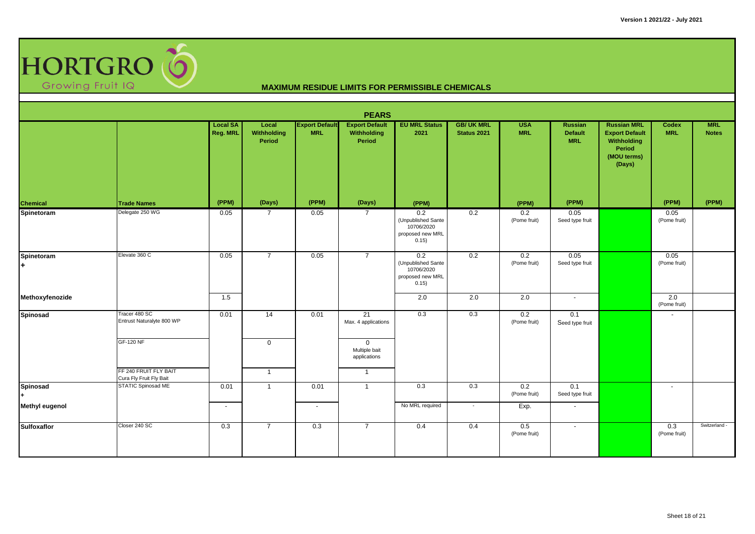# HORTGRO Growing Fruit IQ

## MAXIMUM RESIDUE LIMITS FOR PERMISSIBLE CHEMICALS

Version 1 2021/22 - July 2021

### PEARS

| Chemical | Trade Names | Local SA Reg. MRL | Local Withholding Period | Export Default MRL | Export Default Withholding Period | EU MRL Status 2021 | GB/ UK MRL Status 2021 | USA MRL | Russian Default MRL | Russian MRL Export Default Withholding Period (MOU terms) (Days) | Codex MRL | MRL Notes |
|---|---|---|---|---|---|---|---|---|---|---|---|---|
| | | (PPM) | (Days) | (PPM) | (Days) | (PPM) | | (PPM) | (PPM) | | (PPM) | (PPM) |
| **Spinetoram** | Delegate 250 WG | 0.05 | 7 | 0.05 | 7 | 0.2 (Unpublished Sante 10706/2020 proposed new MRL 0.15) | 0.2 | 0.2 (Pome fruit) | 0.05 Seed type fruit | | 0.05 (Pome fruit) | |
| **Spinetoram +** | Elevate 360 C | 0.05 | 7 | 0.05 | 7 | 0.2 (Unpublished Sante 10706/2020 proposed new MRL 0.15) | 0.2 | 0.2 (Pome fruit) | 0.05 Seed type fruit | | 0.05 (Pome fruit) | |
| **Methoxyfenozide** | | 1.5 | | | | 2.0 | 2.0 | 2.0 | - | | 2.0 (Pome fruit) | |
| **Spinosad** | Tracer 480 SC<br>Entrust Naturalyte 800 WP | 0.01 | 14 | 0.01 | 21<br>Max. 4 applications | 0.3 | 0.3 | 0.2 (Pome fruit) | 0.1 Seed type fruit | | - | |
| | GF-120 NF | | 0 | | 0<br>Multiple bait applications | | | | | | | |
| | FF 240 FRUIT FLY BAIT<br>Cura Fly Fruit Fly Bait | | 1 | | 1 | | | | | | | |
| **Spinosad +** | STATIC Spinosad ME | 0.01 | 1 | 0.01 | 1 | 0.3 | 0.3 | 0.2 (Pome fruit) | 0.1 Seed type fruit | | - | |
| **Methyl eugenol** | | - | | - | | No MRL required | - | Exp. | - | | | |
| **Sulfoxaflor** | Closer 240 SC | 0.3 | 7 | 0.3 | 7 | 0.4 | 0.4 | 0.5 (Pome fruit) | - | | 0.3 (Pome fruit) | Switzerland - |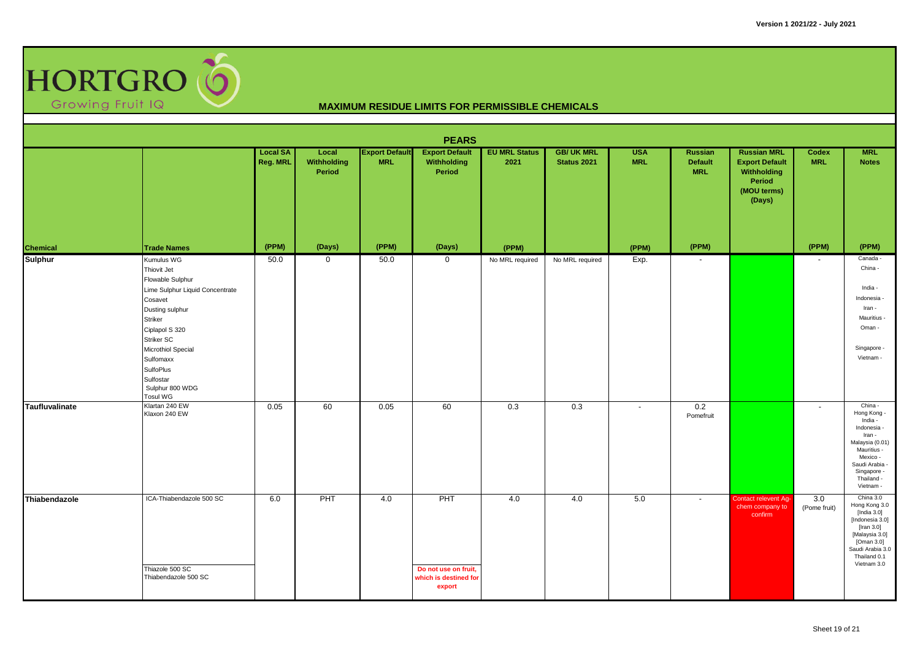# HORTGRO Growing Fruit IQ

## MAXIMUM RESIDUE LIMITS FOR PERMISSIBLE CHEMICALS

Version 1 2021/22 - July 2021

### PEARS

| Chemical | Trade Names | Local SA Reg. MRL (PPM) | Local Withholding Period (Days) | Export Default MRL (PPM) | Export Default Withholding Period (Days) | EU MRL Status 2021 (PPM) | GB/ UK MRL Status 2021 | USA MRL (PPM) | Russian Default MRL (PPM) | Russian MRL Export Default Withholding Period (MOU terms) (Days) | Codex MRL (PPM) | MRL Notes (PPM) |
|---|---|---|---|---|---|---|---|---|---|---|---|---|
| **Sulphur** | Kumulus WG<br>Thiovit Jet<br>Flowable Sulphur<br>Lime Sulphur Liquid Concentrate<br>Cosavet<br>Dusting sulphur<br>Striker<br>Ciplapol S 320<br>Striker SC<br>Microthiol Special<br>Sulfomaxx<br>SulfoPlus<br>Sulfostar<br>Sulphur 800 WDG<br>Tosul WG | 50.0 | 0 | 50.0 | 0 | No MRL required | No MRL required | Exp. | - | | - | Canada -<br>China -<br>India -<br>Indonesia -<br>Iran -<br>Mauritius -<br>Oman -<br>Singapore -<br>Vietnam - |
| **Taufluvalinate** | Klartan 240 EW<br>Klaxon 240 EW | 0.05 | 60 | 0.05 | 60 | 0.3 | 0.3 | - | 0.2 Pomefruit | | - | China -<br>Hong Kong -<br>India -<br>Indonesia -<br>Iran -<br>Malaysia (0.01)<br>Mauritius -<br>Mexico -<br>Saudi Arabia -<br>Singapore -<br>Thailand -<br>Vietnam - |
| **Thiabendazole** | ICA-Thiabendazole 500 SC<br>Thiazole 500 SC<br>Thiabendazole 500 SC | 6.0 | PHT | 4.0 | PHT<br>**Do not use on fruit, which is destined for export** | 4.0 | 4.0 | 5.0 | - | Contact relevent Ag-chem company to confirm | 3.0 (Pome fruit) | China 3.0<br>Hong Kong 3.0<br>[India 3.0]<br>[Indonesia 3.0]<br>[Iran 3.0]<br>[Malaysia 3.0]<br>[Oman 3.0]<br>Saudi Arabia 3.0<br>Thailand 0.1<br>Vietnam 3.0 |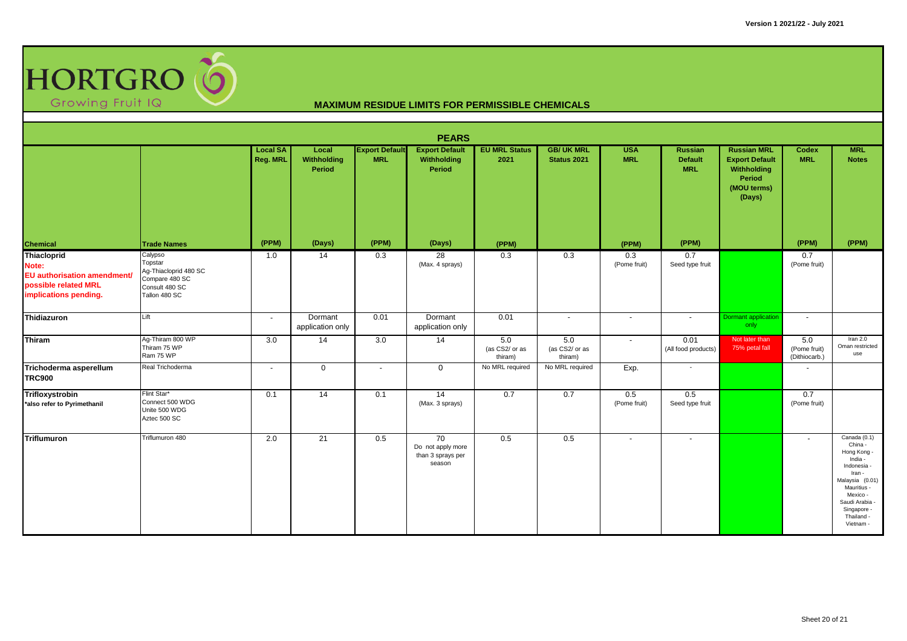# MAXIMUM RESIDUE LIMITS FOR PERMISSIBLE CHEMICALS

## PEARS

| Chemical | Trade Names | Local SA Reg. MRL (PPM) | Local Withholding Period (Days) | Export Default MRL (PPM) | Export Default Withholding Period (Days) | EU MRL Status 2021 (PPM) | GB/ UK MRL Status 2021 | USA MRL (PPM) | Russian Default MRL (PPM) | Russian MRL Export Default Withholding Period (MOU terms) (Days) | Codex MRL (PPM) | MRL Notes (PPM) |
|---|---|---|---|---|---|---|---|---|---|---|---|---|
| **Thiacloprid** Note: EU authorisation amendment/ possible related MRL implications pending. | Calypso<br>Topstar<br>Ag-Thiacloprid 480 SC<br>Compare 480 SC<br>Consult 480 SC<br>Tallon 480 SC | 1.0 | 14 | 0.3 | 28 (Max. 4 sprays) | 0.3 | 0.3 | 0.3 (Pome fruit) | 0.7 Seed type fruit | | 0.7 (Pome fruit) | |
| **Thidiazuron** | Lift | - | Dormant application only | 0.01 | Dormant application only | 0.01 | - | - | - | Dormant application only | - | |
| **Thiram** | Ag-Thiram 800 WP<br>Thiram 75 WP<br>Ram 75 WP | 3.0 | 14 | 3.0 | 14 | 5.0 (as CS2/ or as thiram) | 5.0 (as CS2/ or as thiram) | - | 0.01 (All food products) | Not later than 75% petal fall | 5.0 (Pome fruit) (Dithiocarb.) | Iran 2.0<br>Oman restricted use |
| **Trichoderma asperellum TRC900** | Real Trichoderma | - | 0 | - | 0 | No MRL required | No MRL required | Exp. | - | | - | |
| **Trifloxystrobin** *also refer to Pyrimethanil | Flint Star*<br>Connect 500 WDG<br>Unite 500 WDG<br>Aztec 500 SC | 0.1 | 14 | 0.1 | 14 (Max. 3 sprays) | 0.7 | 0.7 | 0.5 (Pome fruit) | 0.5 Seed type fruit | | 0.7 (Pome fruit) | |
| **Triflumuron** | Triflumuron 480 | 2.0 | 21 | 0.5 | 70 Do not apply more than 3 sprays per season | 0.5 | 0.5 | - | - | | - | Canada (0.1)<br>China -<br>Hong Kong -<br>India -<br>Indonesia -<br>Iran -<br>Malaysia (0.01)<br>Mauritius -<br>Mexico -<br>Saudi Arabia -<br>Singapore -<br>Thailand -<br>Vietnam - |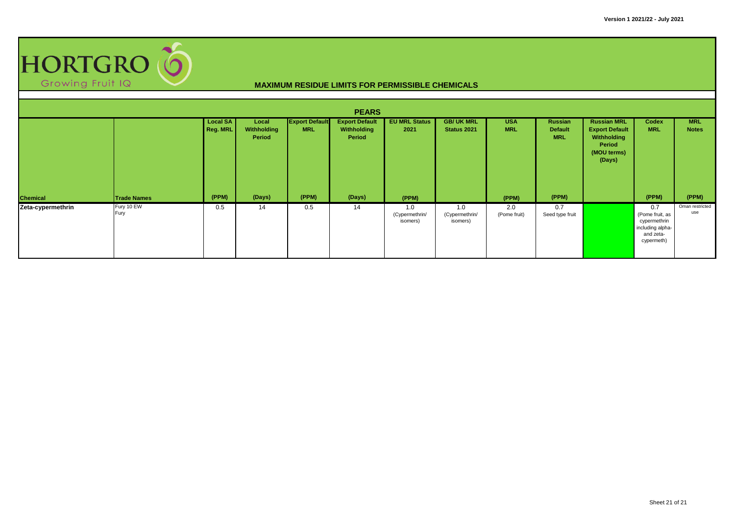HORTGRO
Growing Fruit IQ

## MAXIMUM RESIDUE LIMITS FOR PERMISSIBLE CHEMICALS

### PEARS

| Chemical | Trade Names | Local SA Reg. MRL (PPM) | Local Withholding Period (Days) | Export Default MRL (PPM) | Export Default Withholding Period (Days) | EU MRL Status 2021 (PPM) | GB/ UK MRL Status 2021 | USA MRL (PPM) | Russian Default MRL (PPM) | Russian MRL Export Default Withholding Period (MOU terms) (Days) | Codex MRL (PPM) | MRL Notes (PPM) |
|---|---|---|---|---|---|---|---|---|---|---|---|---|
| **Zeta-cypermethrin** | Fury 10 EW<br>Fury | 0.5 | 14 | 0.5 | 14 | 1.0 (Cypermethrin/ isomers) | 1.0 (Cypermethrin/ isomers) | 2.0 (Pome fruit) | 0.7 Seed type fruit | | 0.7 (Pome fruit, as cypermethrin including alpha- and zeta-cypermeth) | Oman restricted use |